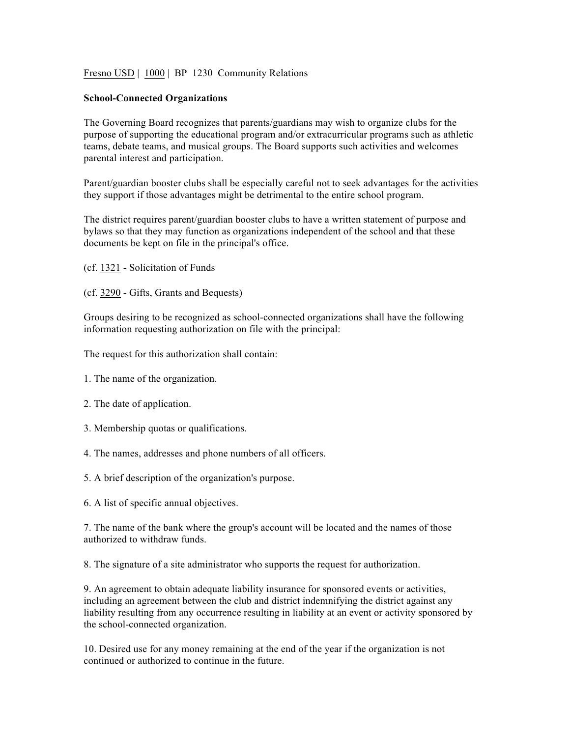Fresno USD | 1000 | BP 1230 Community Relations

**School-Connected Organizations**

The Governing Board recognizes that parents/guardians may wish to organize clubs for the purpose of supporting the educational program and/or extracurricular programs such as athletic teams, debate teams, and musical groups. The Board supports such activities and welcomes parental interest and participation.

Parent/guardian booster clubs shall be especially careful not to seek advantages for the activities they support if those advantages might be detrimental to the entire school program.

The district requires parent/guardian booster clubs to have a written statement of purpose and bylaws so that they may function as organizations independent of the school and that these documents be kept on file in the principal's office.

(cf. 1321 - Solicitation of Funds

(cf. 3290 - Gifts, Grants and Bequests)

Groups desiring to be recognized as school-connected organizations shall have the following information requesting authorization on file with the principal:

The request for this authorization shall contain:

1. The name of the organization.

2. The date of application.

3. Membership quotas or qualifications.

4. The names, addresses and phone numbers of all officers.

5. A brief description of the organization's purpose.

6. A list of specific annual objectives.

7. The name of the bank where the group's account will be located and the names of those authorized to withdraw funds.

8. The signature of a site administrator who supports the request for authorization.

9. An agreement to obtain adequate liability insurance for sponsored events or activities, including an agreement between the club and district indemnifying the district against any liability resulting from any occurrence resulting in liability at an event or activity sponsored by the school-connected organization.

10. Desired use for any money remaining at the end of the year if the organization is not continued or authorized to continue in the future.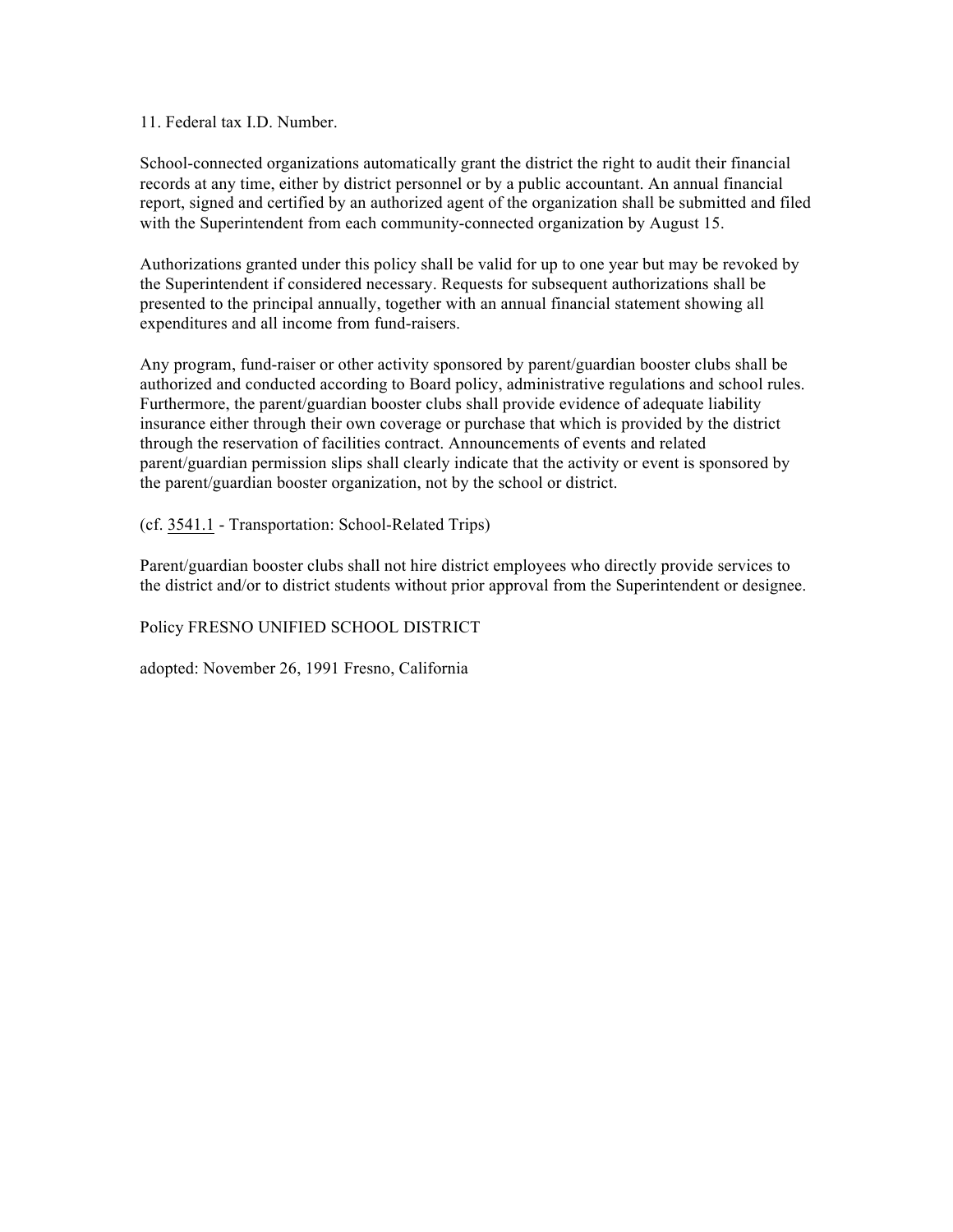11. Federal tax I.D. Number.

School-connected organizations automatically grant the district the right to audit their financial records at any time, either by district personnel or by a public accountant. An annual financial report, signed and certified by an authorized agent of the organization shall be submitted and filed with the Superintendent from each community-connected organization by August 15.

Authorizations granted under this policy shall be valid for up to one year but may be revoked by the Superintendent if considered necessary. Requests for subsequent authorizations shall be presented to the principal annually, together with an annual financial statement showing all expenditures and all income from fund-raisers.

Any program, fund-raiser or other activity sponsored by parent/guardian booster clubs shall be authorized and conducted according to Board policy, administrative regulations and school rules. Furthermore, the parent/guardian booster clubs shall provide evidence of adequate liability insurance either through their own coverage or purchase that which is provided by the district through the reservation of facilities contract. Announcements of events and related parent/guardian permission slips shall clearly indicate that the activity or event is sponsored by the parent/guardian booster organization, not by the school or district.

(cf. 3541.1 - Transportation: School-Related Trips)

Parent/guardian booster clubs shall not hire district employees who directly provide services to the district and/or to district students without prior approval from the Superintendent or designee.

Policy FRESNO UNIFIED SCHOOL DISTRICT

adopted: November 26, 1991 Fresno, California